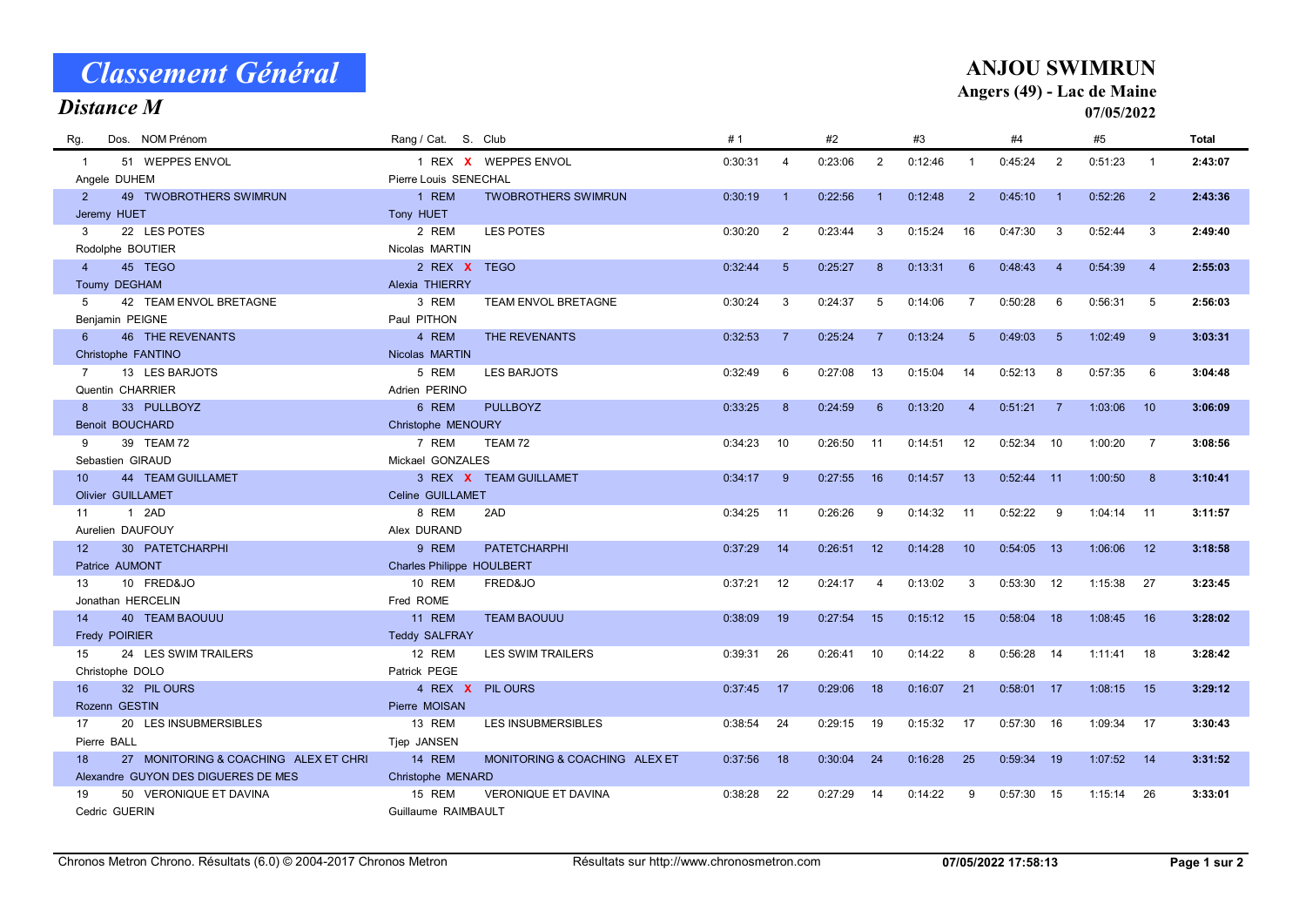# Classement Général

## Distance M

## ANJOU SWIMRUN

### Angers (49) - Lac de Maine

07/05/2022

| Rg. | Dos. | NOM Prénom | Rang / Cat. | S. | Club | # 1 | | #2 | | #3 | | #4 | | #5 | | Total |
|---|---|---|---|---|---|---|---|---|---|---|---|---|---|---|---|---|
| 1 | 51 | WEPPES ENVOL<br>Angele DUHEM<br>Pierre Louis SENECHAL | 1 REX | X | WEPPES ENVOL | 0:30:31 | 4 | 0:23:06 | 2 | 0:12:46 | 1 | 0:45:24 | 2 | 0:51:23 | 1 | 2:43:07 |
| 2 | 49 | TWOBROTHERS SWIMRUN<br>Jeremy HUET<br>Tony HUET | 1 REM | | TWOBROTHERS SWIMRUN | 0:30:19 | 1 | 0:22:56 | 1 | 0:12:48 | 2 | 0:45:10 | 1 | 0:52:26 | 2 | 2:43:36 |
| 3 | 22 | LES POTES<br>Rodolphe BOUTIER<br>Nicolas MARTIN | 2 REM | | LES POTES | 0:30:20 | 2 | 0:23:44 | 3 | 0:15:24 | 16 | 0:47:30 | 3 | 0:52:44 | 3 | 2:49:40 |
| 4 | 45 | TEGO<br>Toumy DEGHAM<br>Alexia THIERRY | 2 REX | X | TEGO | 0:32:44 | 5 | 0:25:27 | 8 | 0:13:31 | 6 | 0:48:43 | 4 | 0:54:39 | 4 | 2:55:03 |
| 5 | 42 | TEAM ENVOL BRETAGNE<br>Benjamin PEIGNE<br>Paul PITHON | 3 REM | | TEAM ENVOL BRETAGNE | 0:30:24 | 3 | 0:24:37 | 5 | 0:14:06 | 7 | 0:50:28 | 6 | 0:56:31 | 5 | 2:56:03 |
| 6 | 46 | THE REVENANTS<br>Christophe FANTINO<br>Nicolas MARTIN | 4 REM | | THE REVENANTS | 0:32:53 | 7 | 0:25:24 | 7 | 0:13:24 | 5 | 0:49:03 | 5 | 1:02:49 | 9 | 3:03:31 |
| 7 | 13 | LES BARJOTS<br>Quentin CHARRIER<br>Adrien PERINO | 5 REM | | LES BARJOTS | 0:32:49 | 6 | 0:27:08 | 13 | 0:15:04 | 14 | 0:52:13 | 8 | 0:57:35 | 6 | 3:04:48 |
| 8 | 33 | PULLBOYZ<br>Benoit BOUCHARD<br>Christophe MENOURY | 6 REM | | PULLBOYZ | 0:33:25 | 8 | 0:24:59 | 6 | 0:13:20 | 4 | 0:51:21 | 7 | 1:03:06 | 10 | 3:06:09 |
| 9 | 39 | TEAM 72<br>Sebastien GIRAUD<br>Mickael GONZALES | 7 REM | | TEAM 72 | 0:34:23 | 10 | 0:26:50 | 11 | 0:14:51 | 12 | 0:52:34 | 10 | 1:00:20 | 7 | 3:08:56 |
| 10 | 44 | TEAM GUILLAMET<br>Olivier GUILLAMET<br>Celine GUILLAMET | 3 REX | X | TEAM GUILLAMET | 0:34:17 | 9 | 0:27:55 | 16 | 0:14:57 | 13 | 0:52:44 | 11 | 1:00:50 | 8 | 3:10:41 |
| 11 | 1 | 2AD<br>Aurelien DAUFOUY<br>Alex DURAND | 8 REM | | 2AD | 0:34:25 | 11 | 0:26:26 | 9 | 0:14:32 | 11 | 0:52:22 | 9 | 1:04:14 | 11 | 3:11:57 |
| 12 | 30 | PATETCHARPHI<br>Patrice AUMONT<br>Charles Philippe HOULBERT | 9 REM | | PATETCHARPHI | 0:37:29 | 14 | 0:26:51 | 12 | 0:14:28 | 10 | 0:54:05 | 13 | 1:06:06 | 12 | 3:18:58 |
| 13 | 10 | FRED&JO<br>Jonathan HERCELIN<br>Fred ROME | 10 REM | | FRED&JO | 0:37:21 | 12 | 0:24:17 | 4 | 0:13:02 | 3 | 0:53:30 | 12 | 1:15:38 | 27 | 3:23:45 |
| 14 | 40 | TEAM BAOUUU<br>Fredy POIRIER<br>Teddy SALFRAY | 11 REM | | TEAM BAOUUU | 0:38:09 | 19 | 0:27:54 | 15 | 0:15:12 | 15 | 0:58:04 | 18 | 1:08:45 | 16 | 3:28:02 |
| 15 | 24 | LES SWIM TRAILERS<br>Christophe DOLO<br>Patrick PEGE | 12 REM | | LES SWIM TRAILERS | 0:39:31 | 26 | 0:26:41 | 10 | 0:14:22 | 8 | 0:56:28 | 14 | 1:11:41 | 18 | 3:28:42 |
| 16 | 32 | PIL OURS<br>Rozenn GESTIN<br>Pierre MOISAN | 4 REX | X | PIL OURS | 0:37:45 | 17 | 0:29:06 | 18 | 0:16:07 | 21 | 0:58:01 | 17 | 1:08:15 | 15 | 3:29:12 |
| 17 | 20 | LES INSUBMERSIBLES<br>Pierre BALL<br>Tjep JANSEN | 13 REM | | LES INSUBMERSIBLES | 0:38:54 | 24 | 0:29:15 | 19 | 0:15:32 | 17 | 0:57:30 | 16 | 1:09:34 | 17 | 3:30:43 |
| 18 | 27 | MONITORING & COACHING ALEX ET CHRI<br>Alexandre GUYON DES DIGUERES DE MES<br>Christophe MENARD | 14 REM | | MONITORING & COACHING ALEX ET | 0:37:56 | 18 | 0:30:04 | 24 | 0:16:28 | 25 | 0:59:34 | 19 | 1:07:52 | 14 | 3:31:52 |
| 19 | 50 | VERONIQUE ET DAVINA<br>Cedric GUERIN<br>Guillaume RAIMBAULT | 15 REM | | VERONIQUE ET DAVINA | 0:38:28 | 22 | 0:27:29 | 14 | 0:14:22 | 9 | 0:57:30 | 15 | 1:15:14 | 26 | 3:33:01 |

Chronos Metron Chrono. Résultats (6.0) © 2004-2017 Chronos Metron — Résultats sur http://www.chronosmetron.com — 07/05/2022 17:58:13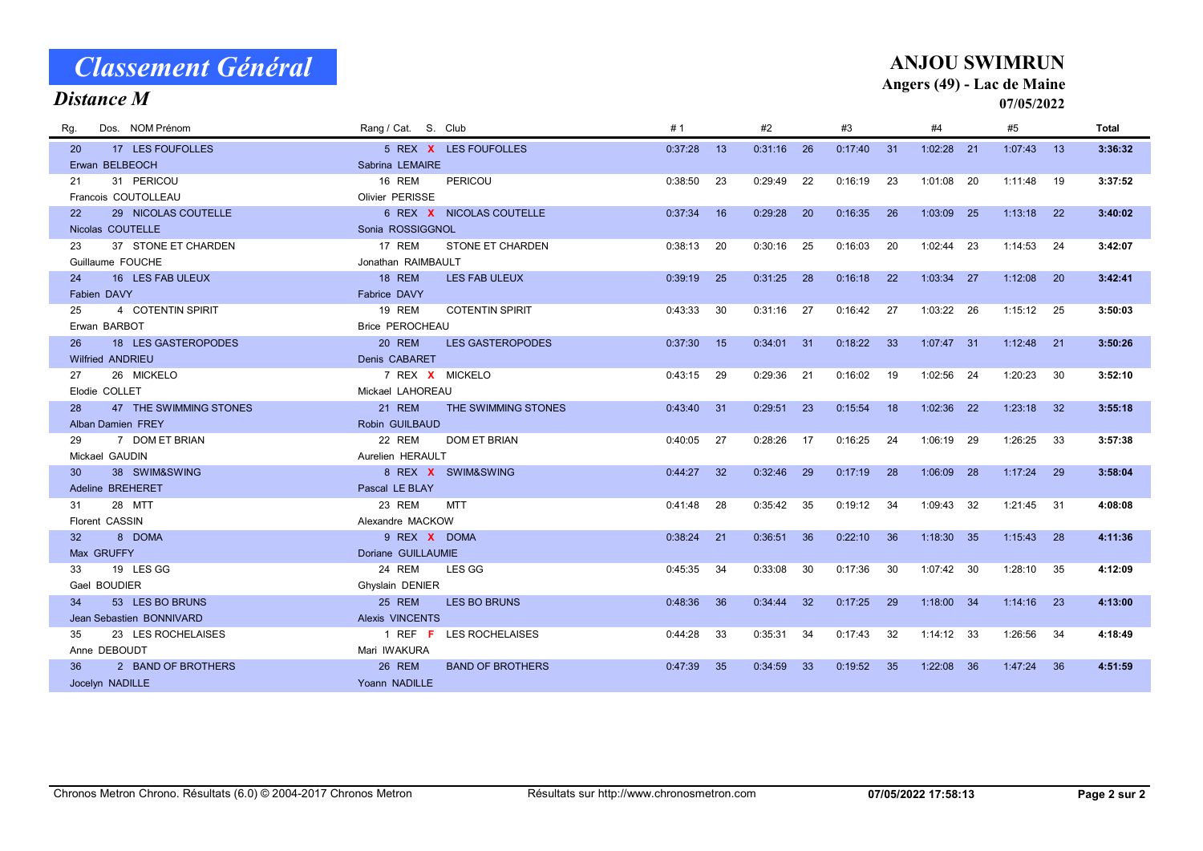# Classement Général

## Distance M

## ANJOU SWIMRUN

Angers (49) - Lac de Maine

07/05/2022

| Rg. | Dos. NOM Prénom | Rang / Cat. S. Club | #1 | | #2 | | #3 | | #4 | | #5 | | Total |
|---|---|---|---|---|---|---|---|---|---|---|---|---|---|
| 20 | 17 LES FOUFOLLES | 5 REX X LES FOUFOLLES | 0:37:28 | 13 | 0:31:16 | 26 | 0:17:40 | 31 | 1:02:28 | 21 | 1:07:43 | 13 | 3:36:32 |
| | Erwan BELBEOCH | Sabrina LEMAIRE | | | | | | | | | | | |
| 21 | 31 PERICOU | 16 REM PERICOU | 0:38:50 | 23 | 0:29:49 | 22 | 0:16:19 | 23 | 1:01:08 | 20 | 1:11:48 | 19 | 3:37:52 |
| | Francois COUTOLLEAU | Olivier PERISSE | | | | | | | | | | | |
| 22 | 29 NICOLAS COUTELLE | 6 REX X NICOLAS COUTELLE | 0:37:34 | 16 | 0:29:28 | 20 | 0:16:35 | 26 | 1:03:09 | 25 | 1:13:18 | 22 | 3:40:02 |
| | Nicolas COUTELLE | Sonia ROSSIGGNOL | | | | | | | | | | | |
| 23 | 37 STONE ET CHARDEN | 17 REM STONE ET CHARDEN | 0:38:13 | 20 | 0:30:16 | 25 | 0:16:03 | 20 | 1:02:44 | 23 | 1:14:53 | 24 | 3:42:07 |
| | Guillaume FOUCHE | Jonathan RAIMBAULT | | | | | | | | | | | |
| 24 | 16 LES FAB ULEUX | 18 REM LES FAB ULEUX | 0:39:19 | 25 | 0:31:25 | 28 | 0:16:18 | 22 | 1:03:34 | 27 | 1:12:08 | 20 | 3:42:41 |
| | Fabien DAVY | Fabrice DAVY | | | | | | | | | | | |
| 25 | 4 COTENTIN SPIRIT | 19 REM COTENTIN SPIRIT | 0:43:33 | 30 | 0:31:16 | 27 | 0:16:42 | 27 | 1:03:22 | 26 | 1:15:12 | 25 | 3:50:03 |
| | Erwan BARBOT | Brice PEROCHEAU | | | | | | | | | | | |
| 26 | 18 LES GASTEROPODES | 20 REM LES GASTEROPODES | 0:37:30 | 15 | 0:34:01 | 31 | 0:18:22 | 33 | 1:07:47 | 31 | 1:12:48 | 21 | 3:50:26 |
| | Wilfried ANDRIEU | Denis CABARET | | | | | | | | | | | |
| 27 | 26 MICKELO | 7 REX X MICKELO | 0:43:15 | 29 | 0:29:36 | 21 | 0:16:02 | 19 | 1:02:56 | 24 | 1:20:23 | 30 | 3:52:10 |
| | Elodie COLLET | Mickael LAHOREAU | | | | | | | | | | | |
| 28 | 47 THE SWIMMING STONES | 21 REM THE SWIMMING STONES | 0:43:40 | 31 | 0:29:51 | 23 | 0:15:54 | 18 | 1:02:36 | 22 | 1:23:18 | 32 | 3:55:18 |
| | Alban Damien FREY | Robin GUILBAUD | | | | | | | | | | | |
| 29 | 7 DOM ET BRIAN | 22 REM DOM ET BRIAN | 0:40:05 | 27 | 0:28:26 | 17 | 0:16:25 | 24 | 1:06:19 | 29 | 1:26:25 | 33 | 3:57:38 |
| | Mickael GAUDIN | Aurelien HERAULT | | | | | | | | | | | |
| 30 | 38 SWIM&SWING | 8 REX X SWIM&SWING | 0:44:27 | 32 | 0:32:46 | 29 | 0:17:19 | 28 | 1:06:09 | 28 | 1:17:24 | 29 | 3:58:04 |
| | Adeline BREHERET | Pascal LE BLAY | | | | | | | | | | | |
| 31 | 28 MTT | 23 REM MTT | 0:41:48 | 28 | 0:35:42 | 35 | 0:19:12 | 34 | 1:09:43 | 32 | 1:21:45 | 31 | 4:08:08 |
| | Florent CASSIN | Alexandre MACKOW | | | | | | | | | | | |
| 32 | 8 DOMA | 9 REX X DOMA | 0:38:24 | 21 | 0:36:51 | 36 | 0:22:10 | 36 | 1:18:30 | 35 | 1:15:43 | 28 | 4:11:36 |
| | Max GRUFFY | Doriane GUILLAUMIE | | | | | | | | | | | |
| 33 | 19 LES GG | 24 REM LES GG | 0:45:35 | 34 | 0:33:08 | 30 | 0:17:36 | 30 | 1:07:42 | 30 | 1:28:10 | 35 | 4:12:09 |
| | Gael BOUDIER | Ghyslain DENIER | | | | | | | | | | | |
| 34 | 53 LES BO BRUNS | 25 REM LES BO BRUNS | 0:48:36 | 36 | 0:34:44 | 32 | 0:17:25 | 29 | 1:18:00 | 34 | 1:14:16 | 23 | 4:13:00 |
| | Jean Sebastien BONNIVARD | Alexis VINCENTS | | | | | | | | | | | |
| 35 | 23 LES ROCHELAISES | 1 REF F LES ROCHELAISES | 0:44:28 | 33 | 0:35:31 | 34 | 0:17:43 | 32 | 1:14:12 | 33 | 1:26:56 | 34 | 4:18:49 |
| | Anne DEBOUDT | Mari IWAKURA | | | | | | | | | | | |
| 36 | 2 BAND OF BROTHERS | 26 REM BAND OF BROTHERS | 0:47:39 | 35 | 0:34:59 | 33 | 0:19:52 | 35 | 1:22:08 | 36 | 1:47:24 | 36 | 4:51:59 |
| | Jocelyn NADILLE | Yoann NADILLE | | | | | | | | | | | |

Chronos Metron Chrono. Résultats (6.0) © 2004-2017 Chronos Metron — Résultats sur http://www.chronosmetron.com — 07/05/2022 17:58:13